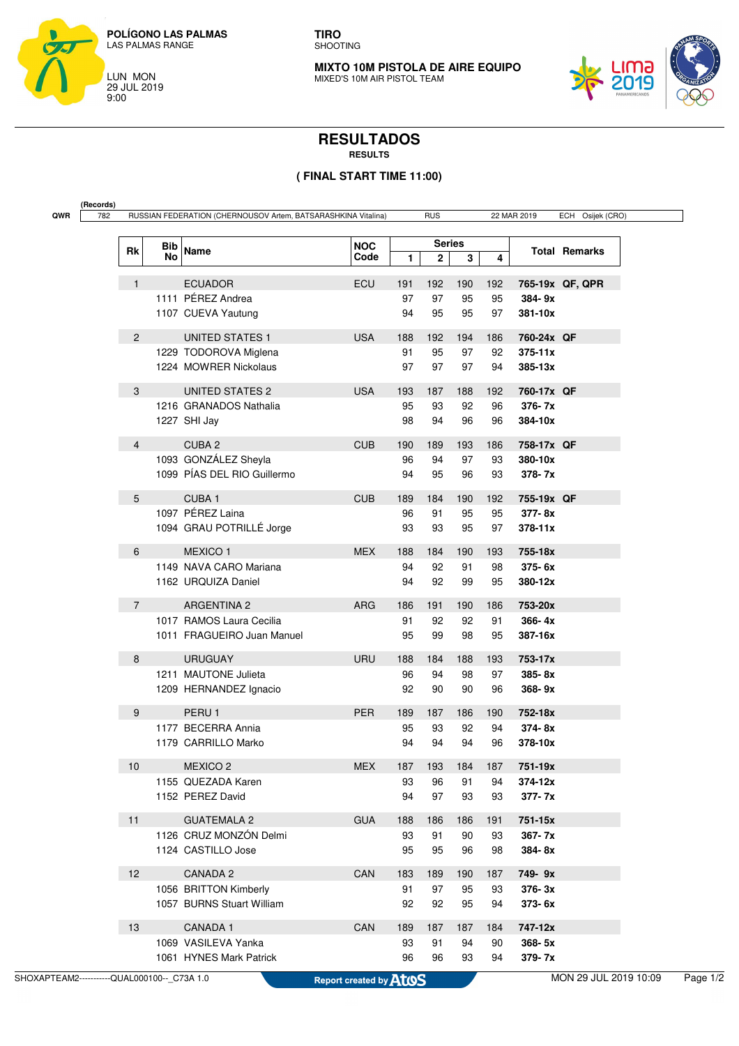**POLÍGONO LAS PALMAS**
LAS PALMAS RANGE

LUN MON
29 JUL 2019
9:00

**TIRO**
SHOOTING

**MIXTO 10M PISTOLA DE AIRE EQUIPO**
MIXED'S 10M AIR PISTOL TEAM

# RESULTADOS

**RESULTS**

**( FINAL START TIME 11:00)**

(Records)

| QWR | 782 | RUSSIAN FEDERATION (CHERNOUSOV Artem, BATSARASHKINA Vitalina) | RUS | 22 MAR 2019 | ECH Osijek (CRO) |
|---|---|---|---|---|---|

| Rk | Bib No | Name | NOC Code | Series 1 | Series 2 | Series 3 | Series 4 | Total | Remarks |
|---|---|---|---|---|---|---|---|---|---|
| 1 | | ECUADOR | ECU | 191 | 192 | 190 | 192 | 765-19x | QF, QPR |
| | 1111 | PÉREZ Andrea | | 97 | 97 | 95 | 95 | 384- 9x | |
| | 1107 | CUEVA Yautung | | 94 | 95 | 95 | 97 | 381-10x | |
| 2 | | UNITED STATES 1 | USA | 188 | 192 | 194 | 186 | 760-24x | QF |
| | 1229 | TODOROVA Miglena | | 91 | 95 | 97 | 92 | 375-11x | |
| | 1224 | MOWRER Nickolaus | | 97 | 97 | 97 | 94 | 385-13x | |
| 3 | | UNITED STATES 2 | USA | 193 | 187 | 188 | 192 | 760-17x | QF |
| | 1216 | GRANADOS Nathalia | | 95 | 93 | 92 | 96 | 376- 7x | |
| | 1227 | SHI Jay | | 98 | 94 | 96 | 96 | 384-10x | |
| 4 | | CUBA 2 | CUB | 190 | 189 | 193 | 186 | 758-17x | QF |
| | 1093 | GONZÁLEZ Sheyla | | 96 | 94 | 97 | 93 | 380-10x | |
| | 1099 | PÍAS DEL RIO Guillermo | | 94 | 95 | 96 | 93 | 378- 7x | |
| 5 | | CUBA 1 | CUB | 189 | 184 | 190 | 192 | 755-19x | QF |
| | 1097 | PÉREZ Laina | | 96 | 91 | 95 | 95 | 377- 8x | |
| | 1094 | GRAU POTRILLÉ Jorge | | 93 | 93 | 95 | 97 | 378-11x | |
| 6 | | MEXICO 1 | MEX | 188 | 184 | 190 | 193 | 755-18x | |
| | 1149 | NAVA CARO Mariana | | 94 | 92 | 91 | 98 | 375- 6x | |
| | 1162 | URQUIZA Daniel | | 94 | 92 | 99 | 95 | 380-12x | |
| 7 | | ARGENTINA 2 | ARG | 186 | 191 | 190 | 186 | 753-20x | |
| | 1017 | RAMOS Laura Cecilia | | 91 | 92 | 92 | 91 | 366- 4x | |
| | 1011 | FRAGUEIRO Juan Manuel | | 95 | 99 | 98 | 95 | 387-16x | |
| 8 | | URUGUAY | URU | 188 | 184 | 188 | 193 | 753-17x | |
| | 1211 | MAUTONE Julieta | | 96 | 94 | 98 | 97 | 385- 8x | |
| | 1209 | HERNANDEZ Ignacio | | 92 | 90 | 90 | 96 | 368- 9x | |
| 9 | | PERU 1 | PER | 189 | 187 | 186 | 190 | 752-18x | |
| | 1177 | BECERRA Annia | | 95 | 93 | 92 | 94 | 374- 8x | |
| | 1179 | CARRILLO Marko | | 94 | 94 | 94 | 96 | 378-10x | |
| 10 | | MEXICO 2 | MEX | 187 | 193 | 184 | 187 | 751-19x | |
| | 1155 | QUEZADA Karen | | 93 | 96 | 91 | 94 | 374-12x | |
| | 1152 | PEREZ David | | 94 | 97 | 93 | 93 | 377- 7x | |
| 11 | | GUATEMALA 2 | GUA | 188 | 186 | 186 | 191 | 751-15x | |
| | 1126 | CRUZ MONZÓN Delmi | | 93 | 91 | 90 | 93 | 367- 7x | |
| | 1124 | CASTILLO Jose | | 95 | 95 | 96 | 98 | 384- 8x | |
| 12 | | CANADA 2 | CAN | 183 | 189 | 190 | 187 | 749- 9x | |
| | 1056 | BRITTON Kimberly | | 91 | 97 | 95 | 93 | 376- 3x | |
| | 1057 | BURNS Stuart William | | 92 | 92 | 95 | 94 | 373- 6x | |
| 13 | | CANADA 1 | CAN | 189 | 187 | 187 | 184 | 747-12x | |
| | 1069 | VASILEVA Yanka | | 93 | 91 | 94 | 90 | 368- 5x | |
| | 1061 | HYNES Mark Patrick | | 96 | 96 | 93 | 94 | 379- 7x | |

SHOXAPTEAM2-----------QUAL000100--_C73A 1.0 — Report created by Atos — MON 29 JUL 2019 10:09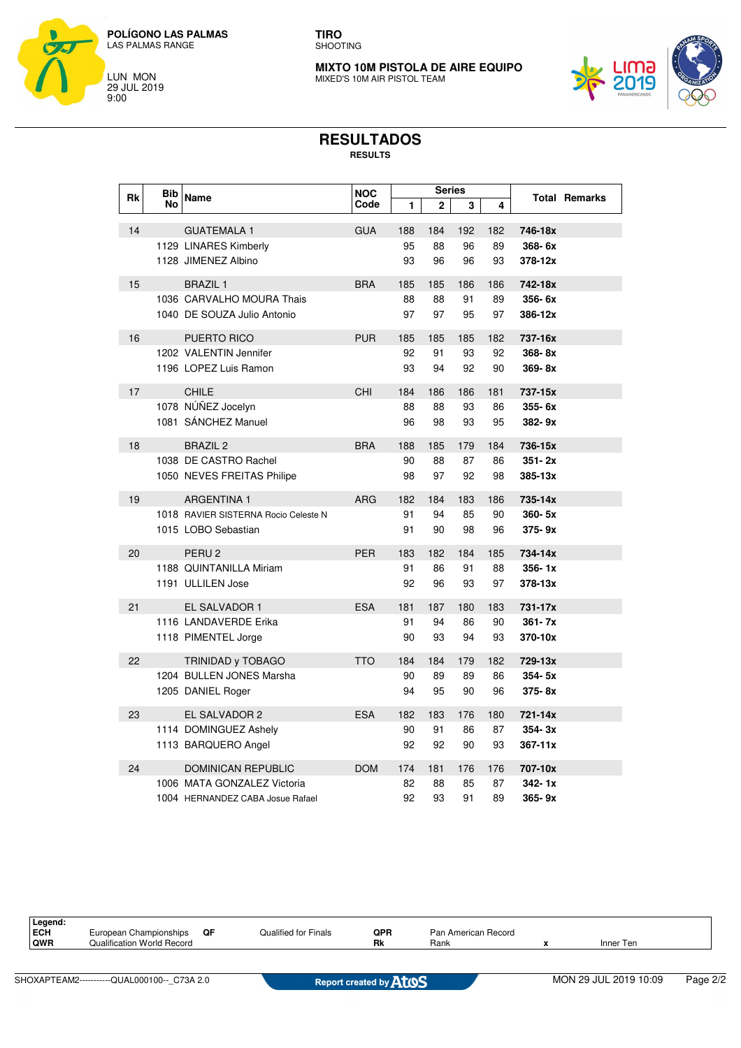POLÍGONO LAS PALMAS
LAS PALMAS RANGE

LUN MON
29 JUL 2019
9:00

TIRO
SHOOTING

**MIXTO 10M PISTOLA DE AIRE EQUIPO**
MIXED'S 10M AIR PISTOL TEAM

# RESULTADOS
RESULTS

| Rk | Bib No | Name | NOC Code | Series 1 | 2 | 3 | 4 | Total | Remarks |
|---|---|---|---|---|---|---|---|---|---|
| 14 | | GUATEMALA 1 | GUA | 188 | 184 | 192 | 182 | **746-18x** | |
| | 1129 | LINARES Kimberly | | 95 | 88 | 96 | 89 | **368- 6x** | |
| | 1128 | JIMENEZ Albino | | 93 | 96 | 96 | 93 | **378-12x** | |
| 15 | | BRAZIL 1 | BRA | 185 | 185 | 186 | 186 | **742-18x** | |
| | 1036 | CARVALHO MOURA Thais | | 88 | 88 | 91 | 89 | **356- 6x** | |
| | 1040 | DE SOUZA Julio Antonio | | 97 | 97 | 95 | 97 | **386-12x** | |
| 16 | | PUERTO RICO | PUR | 185 | 185 | 185 | 182 | **737-16x** | |
| | 1202 | VALENTIN Jennifer | | 92 | 91 | 93 | 92 | **368- 8x** | |
| | 1196 | LOPEZ Luis Ramon | | 93 | 94 | 92 | 90 | **369- 8x** | |
| 17 | | CHILE | CHI | 184 | 186 | 186 | 181 | **737-15x** | |
| | 1078 | NÚÑEZ Jocelyn | | 88 | 88 | 93 | 86 | **355- 6x** | |
| | 1081 | SÁNCHEZ Manuel | | 96 | 98 | 93 | 95 | **382- 9x** | |
| 18 | | BRAZIL 2 | BRA | 188 | 185 | 179 | 184 | **736-15x** | |
| | 1038 | DE CASTRO Rachel | | 90 | 88 | 87 | 86 | **351- 2x** | |
| | 1050 | NEVES FREITAS Philipe | | 98 | 97 | 92 | 98 | **385-13x** | |
| 19 | | ARGENTINA 1 | ARG | 182 | 184 | 183 | 186 | **735-14x** | |
| | 1018 | RAVIER SISTERNA Rocio Celeste N | | 91 | 94 | 85 | 90 | **360- 5x** | |
| | 1015 | LOBO Sebastian | | 91 | 90 | 98 | 96 | **375- 9x** | |
| 20 | | PERU 2 | PER | 183 | 182 | 184 | 185 | **734-14x** | |
| | 1188 | QUINTANILLA Miriam | | 91 | 86 | 91 | 88 | **356- 1x** | |
| | 1191 | ULLILEN Jose | | 92 | 96 | 93 | 97 | **378-13x** | |
| 21 | | EL SALVADOR 1 | ESA | 181 | 187 | 180 | 183 | **731-17x** | |
| | 1116 | LANDAVERDE Erika | | 91 | 94 | 86 | 90 | **361- 7x** | |
| | 1118 | PIMENTEL Jorge | | 90 | 93 | 94 | 93 | **370-10x** | |
| 22 | | TRINIDAD y TOBAGO | TTO | 184 | 184 | 179 | 182 | **729-13x** | |
| | 1204 | BULLEN JONES Marsha | | 90 | 89 | 89 | 86 | **354- 5x** | |
| | 1205 | DANIEL Roger | | 94 | 95 | 90 | 96 | **375- 8x** | |
| 23 | | EL SALVADOR 2 | ESA | 182 | 183 | 176 | 180 | **721-14x** | |
| | 1114 | DOMINGUEZ Ashely | | 90 | 91 | 86 | 87 | **354- 3x** | |
| | 1113 | BARQUERO Angel | | 92 | 92 | 90 | 93 | **367-11x** | |
| 24 | | DOMINICAN REPUBLIC | DOM | 174 | 181 | 176 | 176 | **707-10x** | |
| | 1006 | MATA GONZALEZ Victoria | | 82 | 88 | 85 | 87 | **342- 1x** | |
| | 1004 | HERNANDEZ CABA Josue Rafael | | 92 | 93 | 91 | 89 | **365- 9x** | |

| Legend: | | | | | | | |
|---|---|---|---|---|---|---|---|
| ECH | European Championships | QF | Qualified for Finals | QPR | Pan American Record | | |
| QWR | Qualification World Record | | | Rk | Rank | x | Inner Ten |

SHOXAPTEAM2-----------QUAL000100--_C73A 2.0 — Report created by Atos — MON 29 JUL 2019 10:09